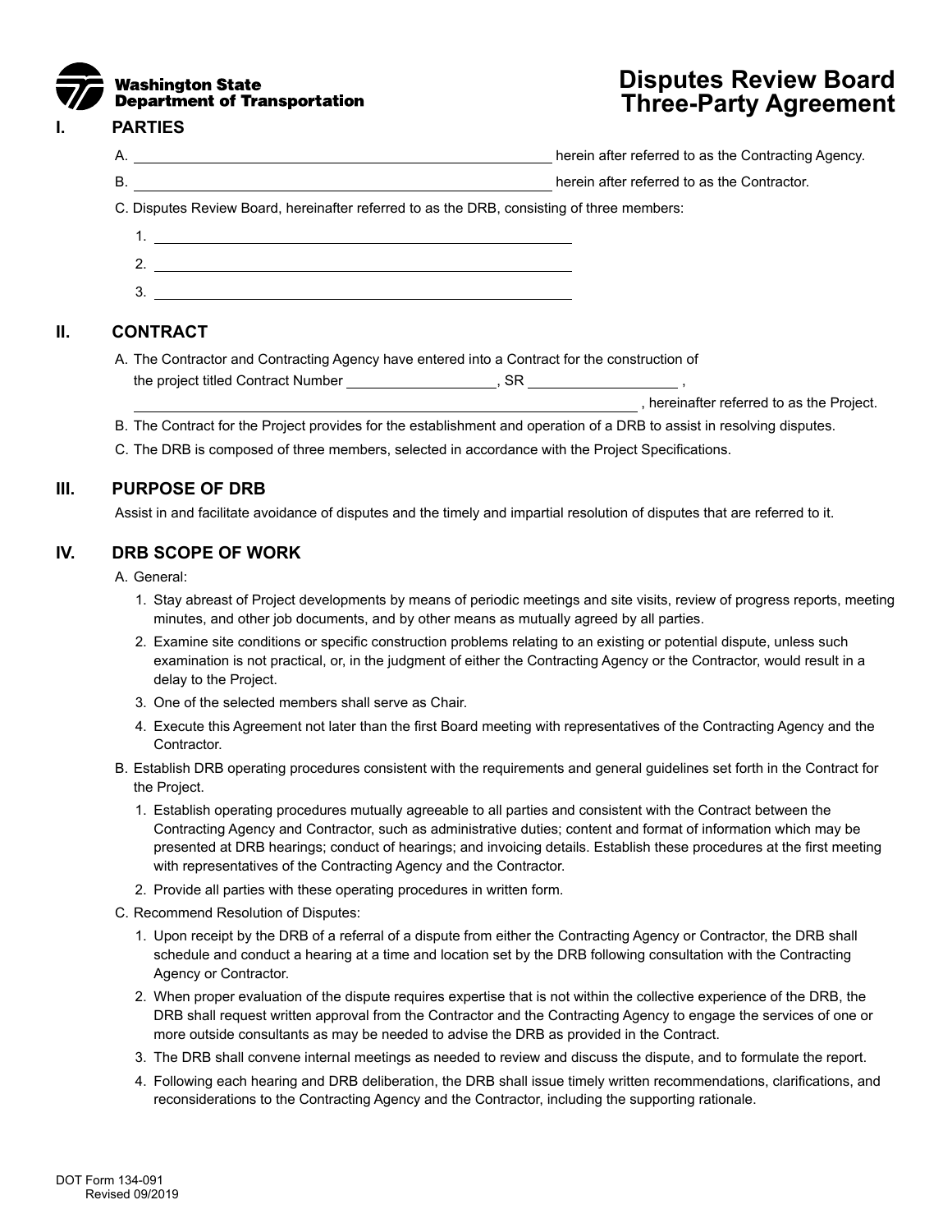**Washington State Department of Transportation**

# Disputes Review Board Three-Party Agreement

## I. PARTIES

A. ____________________________________________ herein after referred to as the Contracting Agency.

B. ____________________________________________ herein after referred to as the Contractor.

C. Disputes Review Board, hereinafter referred to as the DRB, consisting of three members:

1. ____________________________________________
2. ____________________________________________
3. ____________________________________________

## II. CONTRACT

A. The Contractor and Contracting Agency have entered into a Contract for the construction of the project titled Contract Number ________________, SR ________________ , ____________________________________________ , hereinafter referred to as the Project.

B. The Contract for the Project provides for the establishment and operation of a DRB to assist in resolving disputes.

C. The DRB is composed of three members, selected in accordance with the Project Specifications.

## III. PURPOSE OF DRB

Assist in and facilitate avoidance of disputes and the timely and impartial resolution of disputes that are referred to it.

## IV. DRB SCOPE OF WORK

A. General:

1. Stay abreast of Project developments by means of periodic meetings and site visits, review of progress reports, meeting minutes, and other job documents, and by other means as mutually agreed by all parties.
2. Examine site conditions or specific construction problems relating to an existing or potential dispute, unless such examination is not practical, or, in the judgment of either the Contracting Agency or the Contractor, would result in a delay to the Project.
3. One of the selected members shall serve as Chair.
4. Execute this Agreement not later than the first Board meeting with representatives of the Contracting Agency and the Contractor.

B. Establish DRB operating procedures consistent with the requirements and general guidelines set forth in the Contract for the Project.

1. Establish operating procedures mutually agreeable to all parties and consistent with the Contract between the Contracting Agency and Contractor, such as administrative duties; content and format of information which may be presented at DRB hearings; conduct of hearings; and invoicing details. Establish these procedures at the first meeting with representatives of the Contracting Agency and the Contractor.
2. Provide all parties with these operating procedures in written form.

C. Recommend Resolution of Disputes:

1. Upon receipt by the DRB of a referral of a dispute from either the Contracting Agency or Contractor, the DRB shall schedule and conduct a hearing at a time and location set by the DRB following consultation with the Contracting Agency or Contractor.
2. When proper evaluation of the dispute requires expertise that is not within the collective experience of the DRB, the DRB shall request written approval from the Contractor and the Contracting Agency to engage the services of one or more outside consultants as may be needed to advise the DRB as provided in the Contract.
3. The DRB shall convene internal meetings as needed to review and discuss the dispute, and to formulate the report.
4. Following each hearing and DRB deliberation, the DRB shall issue timely written recommendations, clarifications, and reconsiderations to the Contracting Agency and the Contractor, including the supporting rationale.

DOT Form 134-091
Revised 09/2019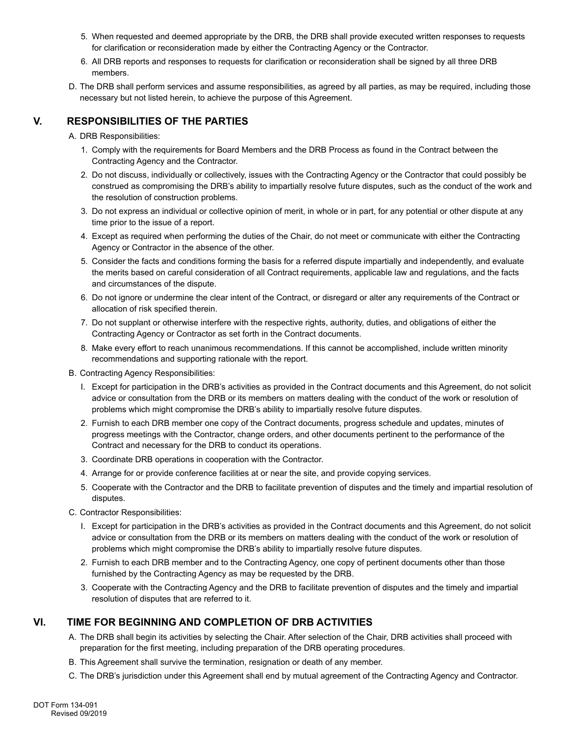5. When requested and deemed appropriate by the DRB, the DRB shall provide executed written responses to requests for clarification or reconsideration made by either the Contracting Agency or the Contractor.
6. All DRB reports and responses to requests for clarification or reconsideration shall be signed by all three DRB members.

D. The DRB shall perform services and assume responsibilities, as agreed by all parties, as may be required, including those necessary but not listed herein, to achieve the purpose of this Agreement.

## V. RESPONSIBILITIES OF THE PARTIES

A. DRB Responsibilities:

1. Comply with the requirements for Board Members and the DRB Process as found in the Contract between the Contracting Agency and the Contractor.
2. Do not discuss, individually or collectively, issues with the Contracting Agency or the Contractor that could possibly be construed as compromising the DRB's ability to impartially resolve future disputes, such as the conduct of the work and the resolution of construction problems.
3. Do not express an individual or collective opinion of merit, in whole or in part, for any potential or other dispute at any time prior to the issue of a report.
4. Except as required when performing the duties of the Chair, do not meet or communicate with either the Contracting Agency or Contractor in the absence of the other.
5. Consider the facts and conditions forming the basis for a referred dispute impartially and independently, and evaluate the merits based on careful consideration of all Contract requirements, applicable law and regulations, and the facts and circumstances of the dispute.
6. Do not ignore or undermine the clear intent of the Contract, or disregard or alter any requirements of the Contract or allocation of risk specified therein.
7. Do not supplant or otherwise interfere with the respective rights, authority, duties, and obligations of either the Contracting Agency or Contractor as set forth in the Contract documents.
8. Make every effort to reach unanimous recommendations. If this cannot be accomplished, include written minority recommendations and supporting rationale with the report.

B. Contracting Agency Responsibilities:

I. Except for participation in the DRB's activities as provided in the Contract documents and this Agreement, do not solicit advice or consultation from the DRB or its members on matters dealing with the conduct of the work or resolution of problems which might compromise the DRB's ability to impartially resolve future disputes.
2. Furnish to each DRB member one copy of the Contract documents, progress schedule and updates, minutes of progress meetings with the Contractor, change orders, and other documents pertinent to the performance of the Contract and necessary for the DRB to conduct its operations.
3. Coordinate DRB operations in cooperation with the Contractor.
4. Arrange for or provide conference facilities at or near the site, and provide copying services.
5. Cooperate with the Contractor and the DRB to facilitate prevention of disputes and the timely and impartial resolution of disputes.

C. Contractor Responsibilities:

I. Except for participation in the DRB's activities as provided in the Contract documents and this Agreement, do not solicit advice or consultation from the DRB or its members on matters dealing with the conduct of the work or resolution of problems which might compromise the DRB's ability to impartially resolve future disputes.
2. Furnish to each DRB member and to the Contracting Agency, one copy of pertinent documents other than those furnished by the Contracting Agency as may be requested by the DRB.
3. Cooperate with the Contracting Agency and the DRB to facilitate prevention of disputes and the timely and impartial resolution of disputes that are referred to it.

## VI. TIME FOR BEGINNING AND COMPLETION OF DRB ACTIVITIES

A. The DRB shall begin its activities by selecting the Chair. After selection of the Chair, DRB activities shall proceed with preparation for the first meeting, including preparation of the DRB operating procedures.

B. This Agreement shall survive the termination, resignation or death of any member.

C. The DRB's jurisdiction under this Agreement shall end by mutual agreement of the Contracting Agency and Contractor.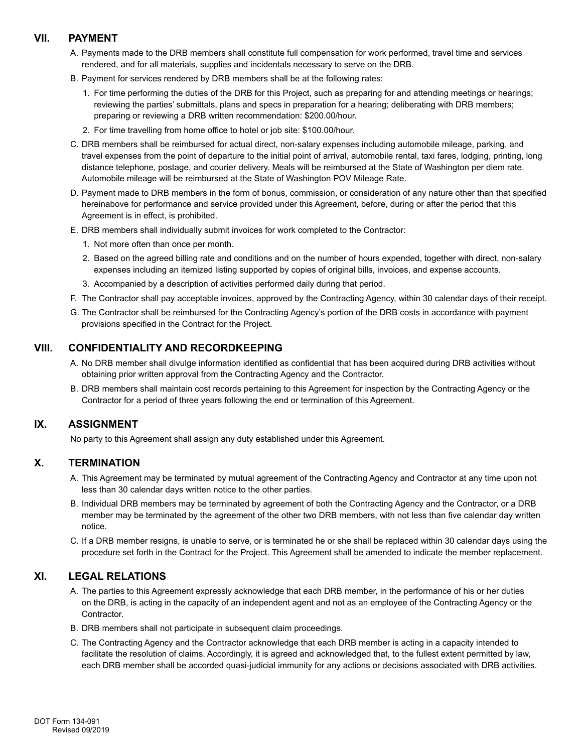## VII. PAYMENT

A. Payments made to the DRB members shall constitute full compensation for work performed, travel time and services rendered, and for all materials, supplies and incidentals necessary to serve on the DRB.

B. Payment for services rendered by DRB members shall be at the following rates:

   1. For time performing the duties of the DRB for this Project, such as preparing for and attending meetings or hearings; reviewing the parties' submittals, plans and specs in preparation for a hearing; deliberating with DRB members; preparing or reviewing a DRB written recommendation: $200.00/hour.
   2. For time travelling from home office to hotel or job site: $100.00/hour.

C. DRB members shall be reimbursed for actual direct, non-salary expenses including automobile mileage, parking, and travel expenses from the point of departure to the initial point of arrival, automobile rental, taxi fares, lodging, printing, long distance telephone, postage, and courier delivery. Meals will be reimbursed at the State of Washington per diem rate. Automobile mileage will be reimbursed at the State of Washington POV Mileage Rate.

D. Payment made to DRB members in the form of bonus, commission, or consideration of any nature other than that specified hereinabove for performance and service provided under this Agreement, before, during or after the period that this Agreement is in effect, is prohibited.

E. DRB members shall individually submit invoices for work completed to the Contractor:

   1. Not more often than once per month.
   2. Based on the agreed billing rate and conditions and on the number of hours expended, together with direct, non-salary expenses including an itemized listing supported by copies of original bills, invoices, and expense accounts.
   3. Accompanied by a description of activities performed daily during that period.

F. The Contractor shall pay acceptable invoices, approved by the Contracting Agency, within 30 calendar days of their receipt.

G. The Contractor shall be reimbursed for the Contracting Agency's portion of the DRB costs in accordance with payment provisions specified in the Contract for the Project.

## VIII. CONFIDENTIALITY AND RECORDKEEPING

A. No DRB member shall divulge information identified as confidential that has been acquired during DRB activities without obtaining prior written approval from the Contracting Agency and the Contractor.

B. DRB members shall maintain cost records pertaining to this Agreement for inspection by the Contracting Agency or the Contractor for a period of three years following the end or termination of this Agreement.

## IX. ASSIGNMENT

No party to this Agreement shall assign any duty established under this Agreement.

## X. TERMINATION

A. This Agreement may be terminated by mutual agreement of the Contracting Agency and Contractor at any time upon not less than 30 calendar days written notice to the other parties.

B. Individual DRB members may be terminated by agreement of both the Contracting Agency and the Contractor, or a DRB member may be terminated by the agreement of the other two DRB members, with not less than five calendar day written notice.

C. If a DRB member resigns, is unable to serve, or is terminated he or she shall be replaced within 30 calendar days using the procedure set forth in the Contract for the Project. This Agreement shall be amended to indicate the member replacement.

## XI. LEGAL RELATIONS

A. The parties to this Agreement expressly acknowledge that each DRB member, in the performance of his or her duties on the DRB, is acting in the capacity of an independent agent and not as an employee of the Contracting Agency or the Contractor.

B. DRB members shall not participate in subsequent claim proceedings.

C. The Contracting Agency and the Contractor acknowledge that each DRB member is acting in a capacity intended to facilitate the resolution of claims. Accordingly, it is agreed and acknowledged that, to the fullest extent permitted by law, each DRB member shall be accorded quasi-judicial immunity for any actions or decisions associated with DRB activities.

DOT Form 134-091
Revised 09/2019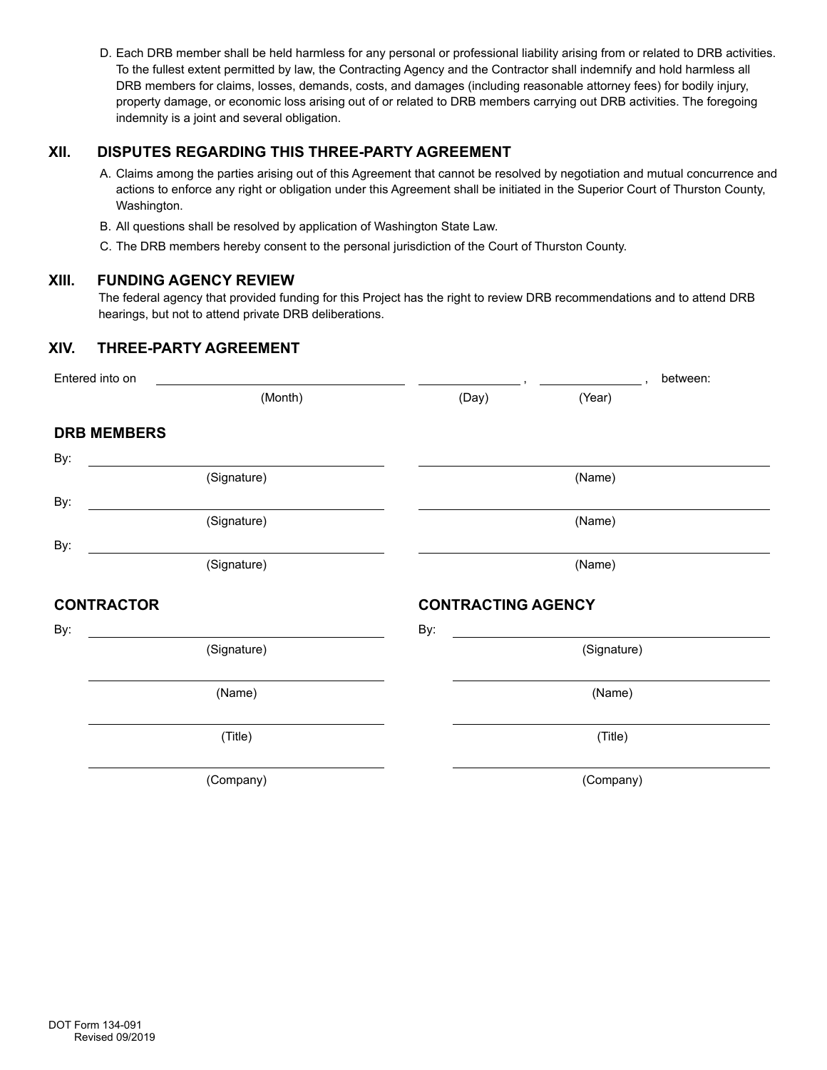D. Each DRB member shall be held harmless for any personal or professional liability arising from or related to DRB activities. To the fullest extent permitted by law, the Contracting Agency and the Contractor shall indemnify and hold harmless all DRB members for claims, losses, demands, costs, and damages (including reasonable attorney fees) for bodily injury, property damage, or economic loss arising out of or related to DRB members carrying out DRB activities. The foregoing indemnity is a joint and several obligation.

## XII. DISPUTES REGARDING THIS THREE-PARTY AGREEMENT

A. Claims among the parties arising out of this Agreement that cannot be resolved by negotiation and mutual concurrence and actions to enforce any right or obligation under this Agreement shall be initiated in the Superior Court of Thurston County, Washington.

B. All questions shall be resolved by application of Washington State Law.

C. The DRB members hereby consent to the personal jurisdiction of the Court of Thurston County.

## XIII. FUNDING AGENCY REVIEW

The federal agency that provided funding for this Project has the right to review DRB recommendations and to attend DRB hearings, but not to attend private DRB deliberations.

## XIV. THREE-PARTY AGREEMENT

Entered into on ______________________ (Month) __________ (Day), __________ (Year), between:

### DRB MEMBERS

By: ______________________ (Signature) ______________________ (Name)

By: ______________________ (Signature) ______________________ (Name)

By: ______________________ (Signature) ______________________ (Name)

### CONTRACTOR

By: ______________________ (Signature)

______________________ (Name)

______________________ (Title)

______________________ (Company)

### CONTRACTING AGENCY

By: ______________________ (Signature)

______________________ (Name)

______________________ (Title)

______________________ (Company)

DOT Form 134-091
Revised 09/2019